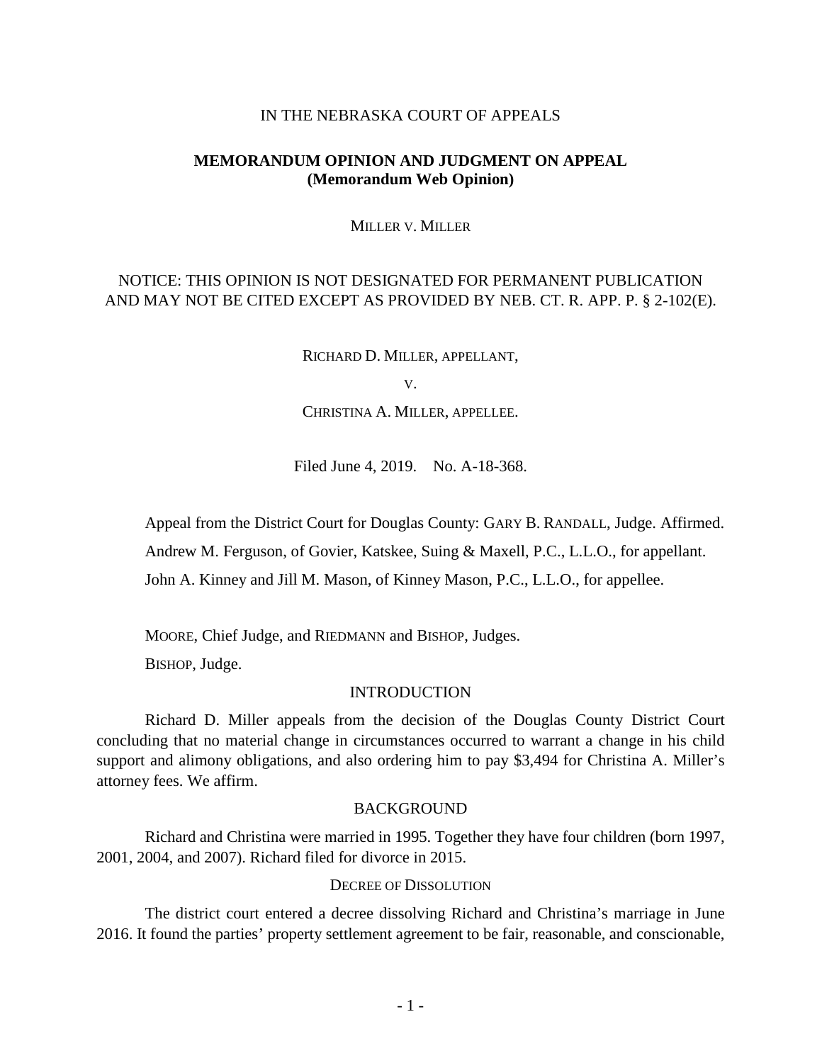IN THE NEBRASKA COURT OF APPEALS

**MEMORANDUM OPINION AND JUDGMENT ON APPEAL**
**(Memorandum Web Opinion)**

MILLER V. MILLER

NOTICE: THIS OPINION IS NOT DESIGNATED FOR PERMANENT PUBLICATION AND MAY NOT BE CITED EXCEPT AS PROVIDED BY NEB. CT. R. APP. P. § 2-102(E).

RICHARD D. MILLER, APPELLANT,

V.

CHRISTINA A. MILLER, APPELLEE.

Filed June 4, 2019. No. A-18-368.

Appeal from the District Court for Douglas County: GARY B. RANDALL, Judge. Affirmed.

Andrew M. Ferguson, of Govier, Katskee, Suing & Maxell, P.C., L.L.O., for appellant.

John A. Kinney and Jill M. Mason, of Kinney Mason, P.C., L.L.O., for appellee.

MOORE, Chief Judge, and RIEDMANN and BISHOP, Judges.

BISHOP, Judge.

## INTRODUCTION

Richard D. Miller appeals from the decision of the Douglas County District Court concluding that no material change in circumstances occurred to warrant a change in his child support and alimony obligations, and also ordering him to pay $3,494 for Christina A. Miller's attorney fees. We affirm.

## BACKGROUND

Richard and Christina were married in 1995. Together they have four children (born 1997, 2001, 2004, and 2007). Richard filed for divorce in 2015.

### DECREE OF DISSOLUTION

The district court entered a decree dissolving Richard and Christina's marriage in June 2016. It found the parties' property settlement agreement to be fair, reasonable, and conscionable,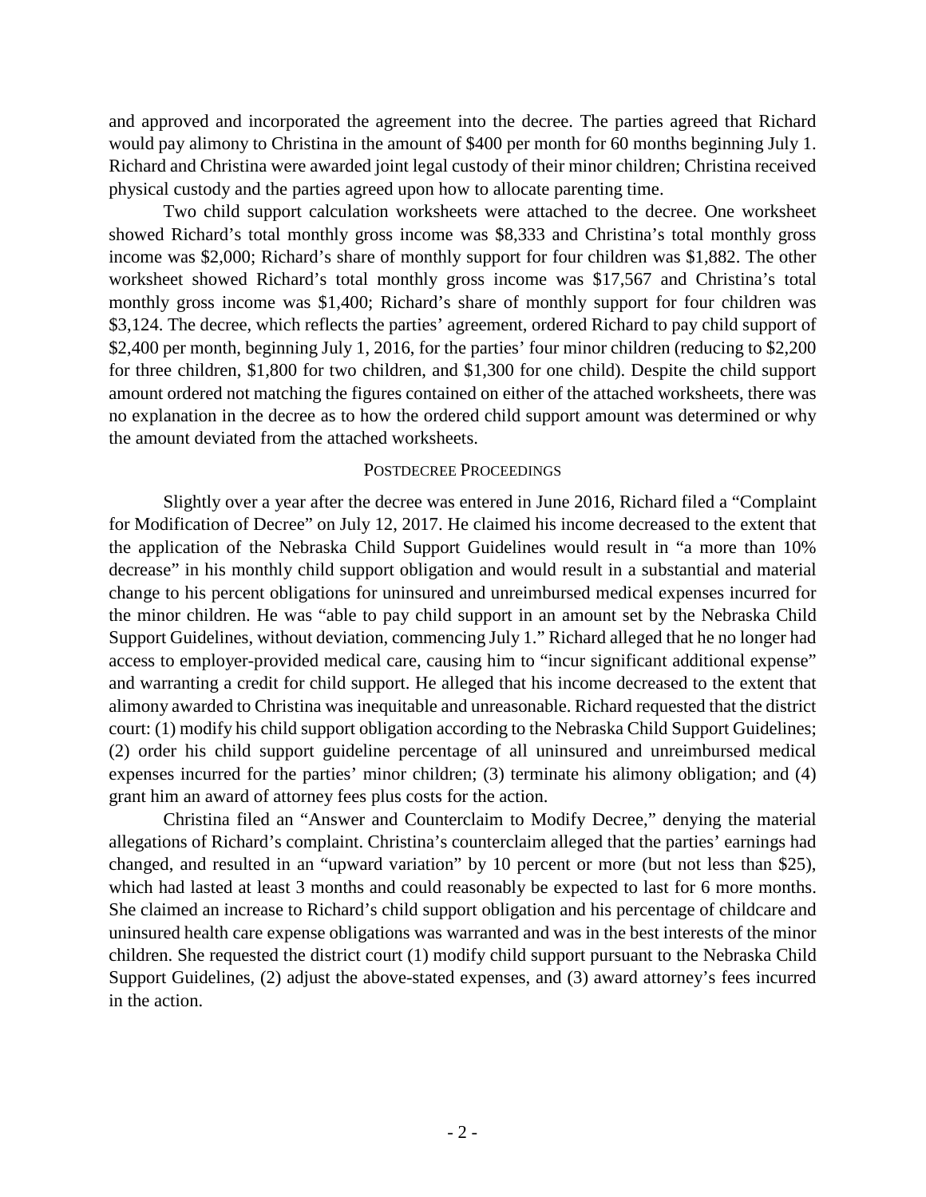and approved and incorporated the agreement into the decree. The parties agreed that Richard would pay alimony to Christina in the amount of $400 per month for 60 months beginning July 1. Richard and Christina were awarded joint legal custody of their minor children; Christina received physical custody and the parties agreed upon how to allocate parenting time.

Two child support calculation worksheets were attached to the decree. One worksheet showed Richard's total monthly gross income was $8,333 and Christina's total monthly gross income was $2,000; Richard's share of monthly support for four children was $1,882. The other worksheet showed Richard's total monthly gross income was $17,567 and Christina's total monthly gross income was $1,400; Richard's share of monthly support for four children was $3,124. The decree, which reflects the parties' agreement, ordered Richard to pay child support of $2,400 per month, beginning July 1, 2016, for the parties' four minor children (reducing to $2,200 for three children, $1,800 for two children, and $1,300 for one child). Despite the child support amount ordered not matching the figures contained on either of the attached worksheets, there was no explanation in the decree as to how the ordered child support amount was determined or why the amount deviated from the attached worksheets.

## POSTDECREE PROCEEDINGS

Slightly over a year after the decree was entered in June 2016, Richard filed a "Complaint for Modification of Decree" on July 12, 2017. He claimed his income decreased to the extent that the application of the Nebraska Child Support Guidelines would result in "a more than 10% decrease" in his monthly child support obligation and would result in a substantial and material change to his percent obligations for uninsured and unreimbursed medical expenses incurred for the minor children. He was "able to pay child support in an amount set by the Nebraska Child Support Guidelines, without deviation, commencing July 1." Richard alleged that he no longer had access to employer-provided medical care, causing him to "incur significant additional expense" and warranting a credit for child support. He alleged that his income decreased to the extent that alimony awarded to Christina was inequitable and unreasonable. Richard requested that the district court: (1) modify his child support obligation according to the Nebraska Child Support Guidelines; (2) order his child support guideline percentage of all uninsured and unreimbursed medical expenses incurred for the parties' minor children; (3) terminate his alimony obligation; and (4) grant him an award of attorney fees plus costs for the action.

Christina filed an "Answer and Counterclaim to Modify Decree," denying the material allegations of Richard's complaint. Christina's counterclaim alleged that the parties' earnings had changed, and resulted in an "upward variation" by 10 percent or more (but not less than $25), which had lasted at least 3 months and could reasonably be expected to last for 6 more months. She claimed an increase to Richard's child support obligation and his percentage of childcare and uninsured health care expense obligations was warranted and was in the best interests of the minor children. She requested the district court (1) modify child support pursuant to the Nebraska Child Support Guidelines, (2) adjust the above-stated expenses, and (3) award attorney's fees incurred in the action.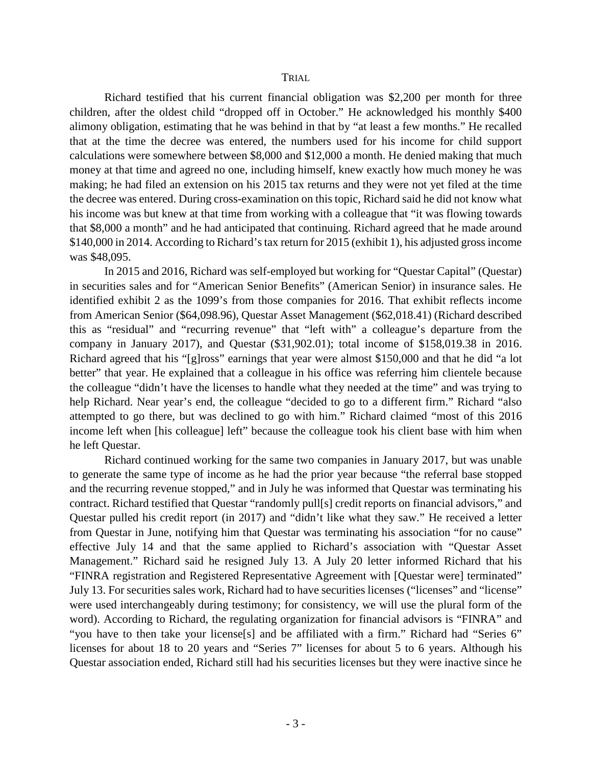## TRIAL

Richard testified that his current financial obligation was $2,200 per month for three children, after the oldest child "dropped off in October." He acknowledged his monthly $400 alimony obligation, estimating that he was behind in that by "at least a few months." He recalled that at the time the decree was entered, the numbers used for his income for child support calculations were somewhere between $8,000 and $12,000 a month. He denied making that much money at that time and agreed no one, including himself, knew exactly how much money he was making; he had filed an extension on his 2015 tax returns and they were not yet filed at the time the decree was entered. During cross-examination on this topic, Richard said he did not know what his income was but knew at that time from working with a colleague that "it was flowing towards that $8,000 a month" and he had anticipated that continuing. Richard agreed that he made around $140,000 in 2014. According to Richard's tax return for 2015 (exhibit 1), his adjusted gross income was $48,095.

In 2015 and 2016, Richard was self-employed but working for "Questar Capital" (Questar) in securities sales and for "American Senior Benefits" (American Senior) in insurance sales. He identified exhibit 2 as the 1099's from those companies for 2016. That exhibit reflects income from American Senior ($64,098.96), Questar Asset Management ($62,018.41) (Richard described this as "residual" and "recurring revenue" that "left with" a colleague's departure from the company in January 2017), and Questar ($31,902.01); total income of $158,019.38 in 2016. Richard agreed that his "[g]ross" earnings that year were almost $150,000 and that he did "a lot better" that year. He explained that a colleague in his office was referring him clientele because the colleague "didn't have the licenses to handle what they needed at the time" and was trying to help Richard. Near year's end, the colleague "decided to go to a different firm." Richard "also attempted to go there, but was declined to go with him." Richard claimed "most of this 2016 income left when [his colleague] left" because the colleague took his client base with him when he left Questar.

Richard continued working for the same two companies in January 2017, but was unable to generate the same type of income as he had the prior year because "the referral base stopped and the recurring revenue stopped," and in July he was informed that Questar was terminating his contract. Richard testified that Questar "randomly pull[s] credit reports on financial advisors," and Questar pulled his credit report (in 2017) and "didn't like what they saw." He received a letter from Questar in June, notifying him that Questar was terminating his association "for no cause" effective July 14 and that the same applied to Richard's association with "Questar Asset Management." Richard said he resigned July 13. A July 20 letter informed Richard that his "FINRA registration and Registered Representative Agreement with [Questar were] terminated" July 13. For securities sales work, Richard had to have securities licenses ("licenses" and "license" were used interchangeably during testimony; for consistency, we will use the plural form of the word). According to Richard, the regulating organization for financial advisors is "FINRA" and "you have to then take your license[s] and be affiliated with a firm." Richard had "Series 6" licenses for about 18 to 20 years and "Series 7" licenses for about 5 to 6 years. Although his Questar association ended, Richard still had his securities licenses but they were inactive since he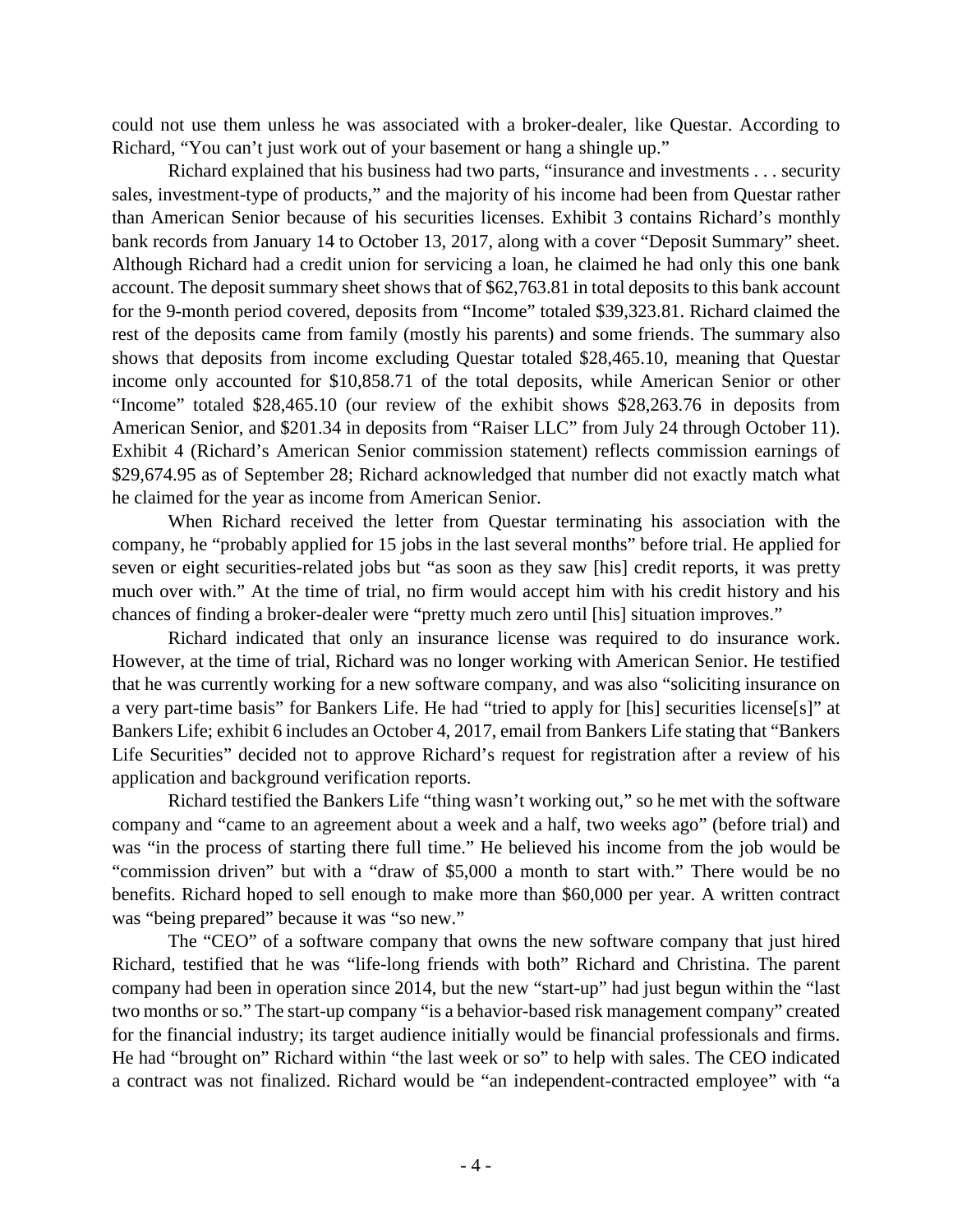could not use them unless he was associated with a broker-dealer, like Questar. According to Richard, "You can't just work out of your basement or hang a shingle up."

Richard explained that his business had two parts, "insurance and investments . . . security sales, investment-type of products," and the majority of his income had been from Questar rather than American Senior because of his securities licenses. Exhibit 3 contains Richard's monthly bank records from January 14 to October 13, 2017, along with a cover "Deposit Summary" sheet. Although Richard had a credit union for servicing a loan, he claimed he had only this one bank account. The deposit summary sheet shows that of $62,763.81 in total deposits to this bank account for the 9-month period covered, deposits from "Income" totaled $39,323.81. Richard claimed the rest of the deposits came from family (mostly his parents) and some friends. The summary also shows that deposits from income excluding Questar totaled $28,465.10, meaning that Questar income only accounted for $10,858.71 of the total deposits, while American Senior or other "Income" totaled $28,465.10 (our review of the exhibit shows $28,263.76 in deposits from American Senior, and $201.34 in deposits from "Raiser LLC" from July 24 through October 11). Exhibit 4 (Richard's American Senior commission statement) reflects commission earnings of $29,674.95 as of September 28; Richard acknowledged that number did not exactly match what he claimed for the year as income from American Senior.

When Richard received the letter from Questar terminating his association with the company, he "probably applied for 15 jobs in the last several months" before trial. He applied for seven or eight securities-related jobs but "as soon as they saw [his] credit reports, it was pretty much over with." At the time of trial, no firm would accept him with his credit history and his chances of finding a broker-dealer were "pretty much zero until [his] situation improves."

Richard indicated that only an insurance license was required to do insurance work. However, at the time of trial, Richard was no longer working with American Senior. He testified that he was currently working for a new software company, and was also "soliciting insurance on a very part-time basis" for Bankers Life. He had "tried to apply for [his] securities license[s]" at Bankers Life; exhibit 6 includes an October 4, 2017, email from Bankers Life stating that "Bankers Life Securities" decided not to approve Richard's request for registration after a review of his application and background verification reports.

Richard testified the Bankers Life "thing wasn't working out," so he met with the software company and "came to an agreement about a week and a half, two weeks ago" (before trial) and was "in the process of starting there full time." He believed his income from the job would be "commission driven" but with a "draw of $5,000 a month to start with." There would be no benefits. Richard hoped to sell enough to make more than $60,000 per year. A written contract was "being prepared" because it was "so new."

The "CEO" of a software company that owns the new software company that just hired Richard, testified that he was "life-long friends with both" Richard and Christina. The parent company had been in operation since 2014, but the new "start-up" had just begun within the "last two months or so." The start-up company "is a behavior-based risk management company" created for the financial industry; its target audience initially would be financial professionals and firms. He had "brought on" Richard within "the last week or so" to help with sales. The CEO indicated a contract was not finalized. Richard would be "an independent-contracted employee" with "a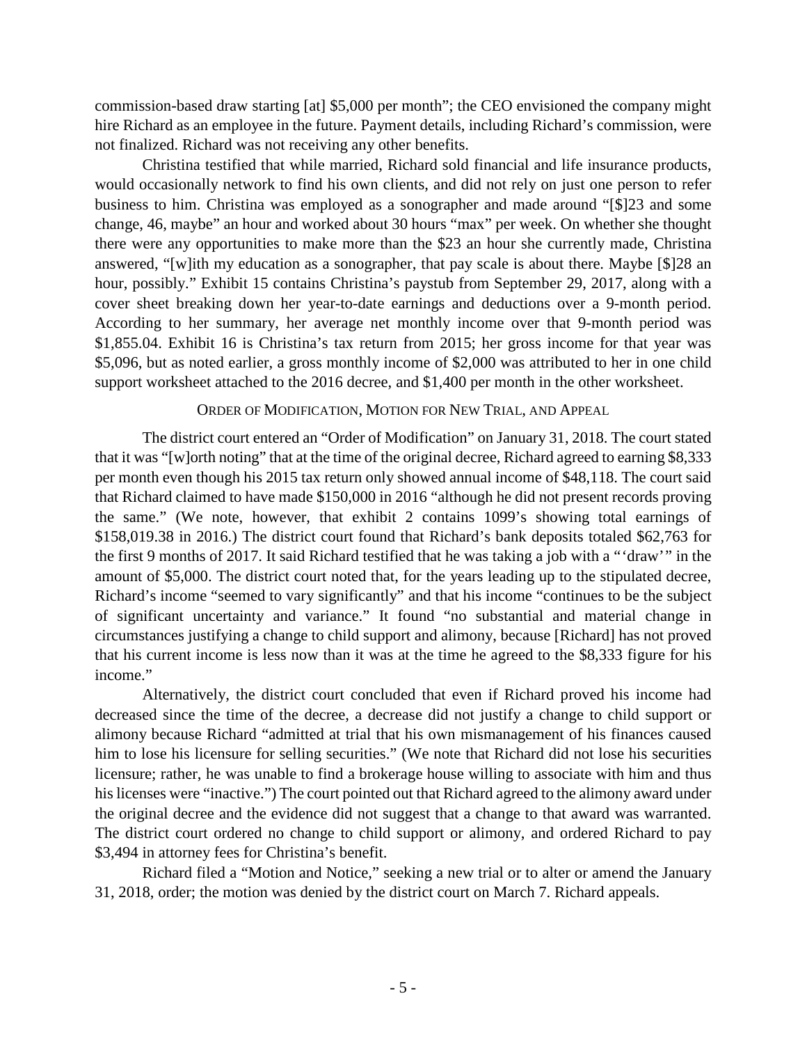commission-based draw starting [at] $5,000 per month"; the CEO envisioned the company might hire Richard as an employee in the future. Payment details, including Richard's commission, were not finalized. Richard was not receiving any other benefits.

Christina testified that while married, Richard sold financial and life insurance products, would occasionally network to find his own clients, and did not rely on just one person to refer business to him. Christina was employed as a sonographer and made around "[$]23 and some change, 46, maybe" an hour and worked about 30 hours "max" per week. On whether she thought there were any opportunities to make more than the $23 an hour she currently made, Christina answered, "[w]ith my education as a sonographer, that pay scale is about there. Maybe [$]28 an hour, possibly." Exhibit 15 contains Christina's paystub from September 29, 2017, along with a cover sheet breaking down her year-to-date earnings and deductions over a 9-month period. According to her summary, her average net monthly income over that 9-month period was $1,855.04. Exhibit 16 is Christina's tax return from 2015; her gross income for that year was $5,096, but as noted earlier, a gross monthly income of $2,000 was attributed to her in one child support worksheet attached to the 2016 decree, and $1,400 per month in the other worksheet.

## ORDER OF MODIFICATION, MOTION FOR NEW TRIAL, AND APPEAL

The district court entered an "Order of Modification" on January 31, 2018. The court stated that it was "[w]orth noting" that at the time of the original decree, Richard agreed to earning $8,333 per month even though his 2015 tax return only showed annual income of $48,118. The court said that Richard claimed to have made $150,000 in 2016 "although he did not present records proving the same." (We note, however, that exhibit 2 contains 1099's showing total earnings of $158,019.38 in 2016.) The district court found that Richard's bank deposits totaled $62,763 for the first 9 months of 2017. It said Richard testified that he was taking a job with a "'draw'" in the amount of $5,000. The district court noted that, for the years leading up to the stipulated decree, Richard's income "seemed to vary significantly" and that his income "continues to be the subject of significant uncertainty and variance." It found "no substantial and material change in circumstances justifying a change to child support and alimony, because [Richard] has not proved that his current income is less now than it was at the time he agreed to the $8,333 figure for his income."

Alternatively, the district court concluded that even if Richard proved his income had decreased since the time of the decree, a decrease did not justify a change to child support or alimony because Richard "admitted at trial that his own mismanagement of his finances caused him to lose his licensure for selling securities." (We note that Richard did not lose his securities licensure; rather, he was unable to find a brokerage house willing to associate with him and thus his licenses were "inactive.") The court pointed out that Richard agreed to the alimony award under the original decree and the evidence did not suggest that a change to that award was warranted. The district court ordered no change to child support or alimony, and ordered Richard to pay $3,494 in attorney fees for Christina's benefit.

Richard filed a "Motion and Notice," seeking a new trial or to alter or amend the January 31, 2018, order; the motion was denied by the district court on March 7. Richard appeals.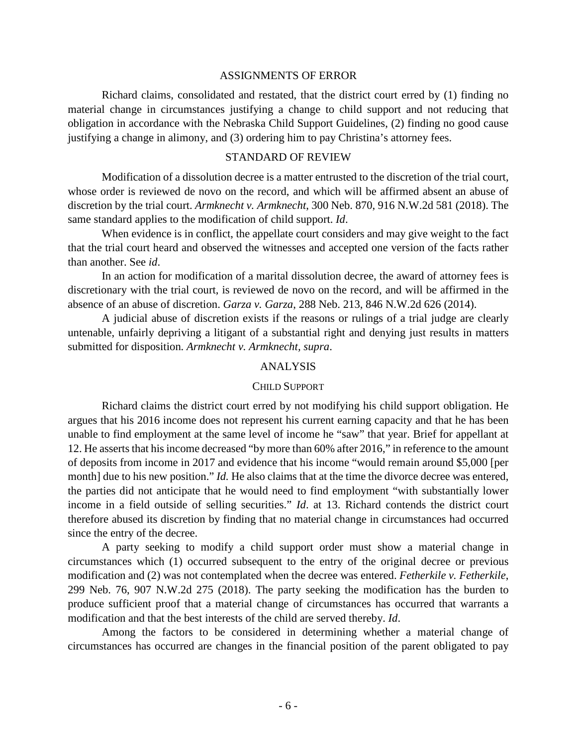## ASSIGNMENTS OF ERROR

Richard claims, consolidated and restated, that the district court erred by (1) finding no material change in circumstances justifying a change to child support and not reducing that obligation in accordance with the Nebraska Child Support Guidelines, (2) finding no good cause justifying a change in alimony, and (3) ordering him to pay Christina's attorney fees.

## STANDARD OF REVIEW

Modification of a dissolution decree is a matter entrusted to the discretion of the trial court, whose order is reviewed de novo on the record, and which will be affirmed absent an abuse of discretion by the trial court. *Armknecht v. Armknecht*, 300 Neb. 870, 916 N.W.2d 581 (2018). The same standard applies to the modification of child support. *Id*.

When evidence is in conflict, the appellate court considers and may give weight to the fact that the trial court heard and observed the witnesses and accepted one version of the facts rather than another. See *id*.

In an action for modification of a marital dissolution decree, the award of attorney fees is discretionary with the trial court, is reviewed de novo on the record, and will be affirmed in the absence of an abuse of discretion. *Garza v. Garza*, 288 Neb. 213, 846 N.W.2d 626 (2014).

A judicial abuse of discretion exists if the reasons or rulings of a trial judge are clearly untenable, unfairly depriving a litigant of a substantial right and denying just results in matters submitted for disposition. *Armknecht v. Armknecht, supra*.

## ANALYSIS

### CHILD SUPPORT

Richard claims the district court erred by not modifying his child support obligation. He argues that his 2016 income does not represent his current earning capacity and that he has been unable to find employment at the same level of income he "saw" that year. Brief for appellant at 12. He asserts that his income decreased "by more than 60% after 2016," in reference to the amount of deposits from income in 2017 and evidence that his income "would remain around $5,000 [per month] due to his new position." *Id.* He also claims that at the time the divorce decree was entered, the parties did not anticipate that he would need to find employment "with substantially lower income in a field outside of selling securities." *Id*. at 13. Richard contends the district court therefore abused its discretion by finding that no material change in circumstances had occurred since the entry of the decree.

A party seeking to modify a child support order must show a material change in circumstances which (1) occurred subsequent to the entry of the original decree or previous modification and (2) was not contemplated when the decree was entered. *Fetherkile v. Fetherkile*, 299 Neb. 76, 907 N.W.2d 275 (2018). The party seeking the modification has the burden to produce sufficient proof that a material change of circumstances has occurred that warrants a modification and that the best interests of the child are served thereby. *Id*.

Among the factors to be considered in determining whether a material change of circumstances has occurred are changes in the financial position of the parent obligated to pay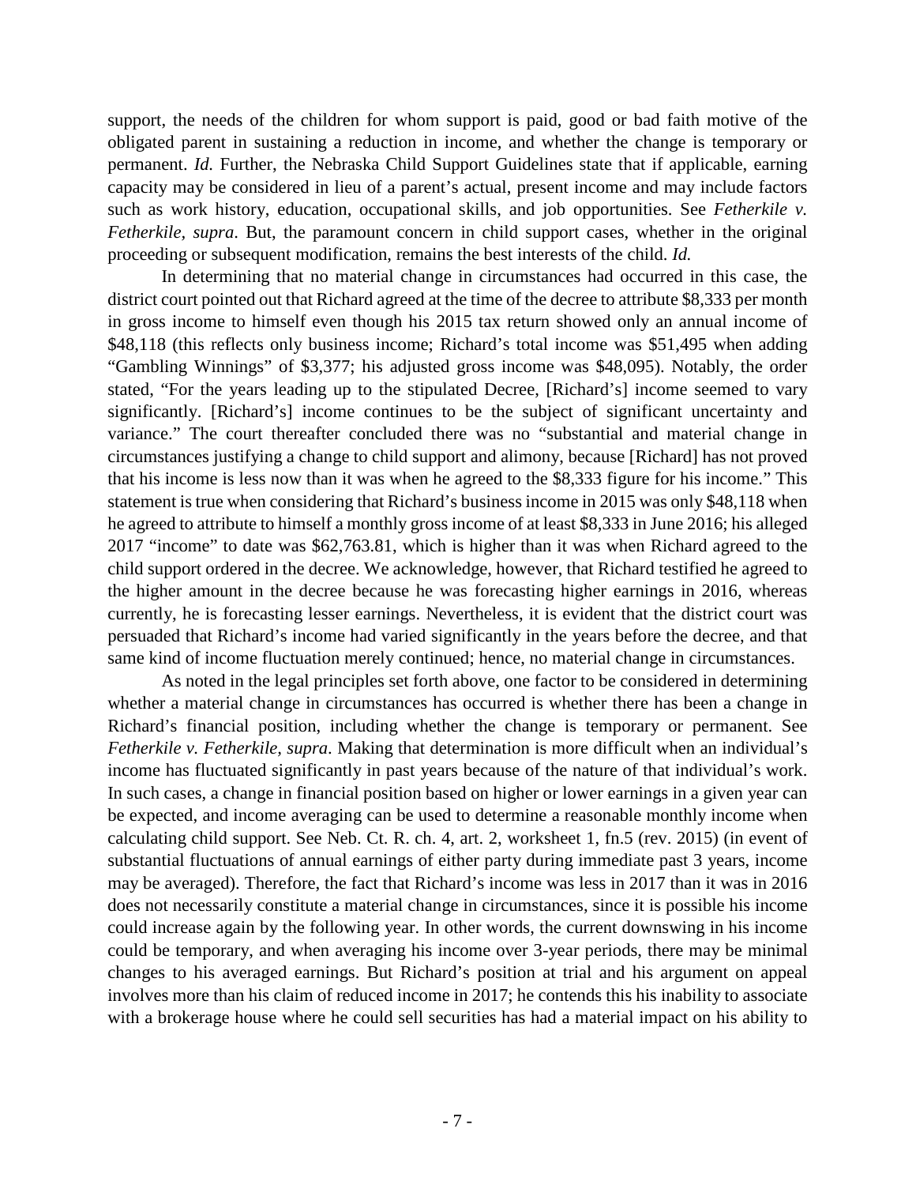support, the needs of the children for whom support is paid, good or bad faith motive of the obligated parent in sustaining a reduction in income, and whether the change is temporary or permanent. *Id.* Further, the Nebraska Child Support Guidelines state that if applicable, earning capacity may be considered in lieu of a parent's actual, present income and may include factors such as work history, education, occupational skills, and job opportunities. See *Fetherkile v. Fetherkile*, *supra*. But, the paramount concern in child support cases, whether in the original proceeding or subsequent modification, remains the best interests of the child. *Id.*

In determining that no material change in circumstances had occurred in this case, the district court pointed out that Richard agreed at the time of the decree to attribute $8,333 per month in gross income to himself even though his 2015 tax return showed only an annual income of $48,118 (this reflects only business income; Richard's total income was $51,495 when adding "Gambling Winnings" of $3,377; his adjusted gross income was $48,095). Notably, the order stated, "For the years leading up to the stipulated Decree, [Richard's] income seemed to vary significantly. [Richard's] income continues to be the subject of significant uncertainty and variance." The court thereafter concluded there was no "substantial and material change in circumstances justifying a change to child support and alimony, because [Richard] has not proved that his income is less now than it was when he agreed to the $8,333 figure for his income." This statement is true when considering that Richard's business income in 2015 was only $48,118 when he agreed to attribute to himself a monthly gross income of at least $8,333 in June 2016; his alleged 2017 "income" to date was $62,763.81, which is higher than it was when Richard agreed to the child support ordered in the decree. We acknowledge, however, that Richard testified he agreed to the higher amount in the decree because he was forecasting higher earnings in 2016, whereas currently, he is forecasting lesser earnings. Nevertheless, it is evident that the district court was persuaded that Richard's income had varied significantly in the years before the decree, and that same kind of income fluctuation merely continued; hence, no material change in circumstances.

As noted in the legal principles set forth above, one factor to be considered in determining whether a material change in circumstances has occurred is whether there has been a change in Richard's financial position, including whether the change is temporary or permanent. See *Fetherkile v. Fetherkile*, *supra*. Making that determination is more difficult when an individual's income has fluctuated significantly in past years because of the nature of that individual's work. In such cases, a change in financial position based on higher or lower earnings in a given year can be expected, and income averaging can be used to determine a reasonable monthly income when calculating child support. See Neb. Ct. R. ch. 4, art. 2, worksheet 1, fn.5 (rev. 2015) (in event of substantial fluctuations of annual earnings of either party during immediate past 3 years, income may be averaged). Therefore, the fact that Richard's income was less in 2017 than it was in 2016 does not necessarily constitute a material change in circumstances, since it is possible his income could increase again by the following year. In other words, the current downswing in his income could be temporary, and when averaging his income over 3-year periods, there may be minimal changes to his averaged earnings. But Richard's position at trial and his argument on appeal involves more than his claim of reduced income in 2017; he contends this his inability to associate with a brokerage house where he could sell securities has had a material impact on his ability to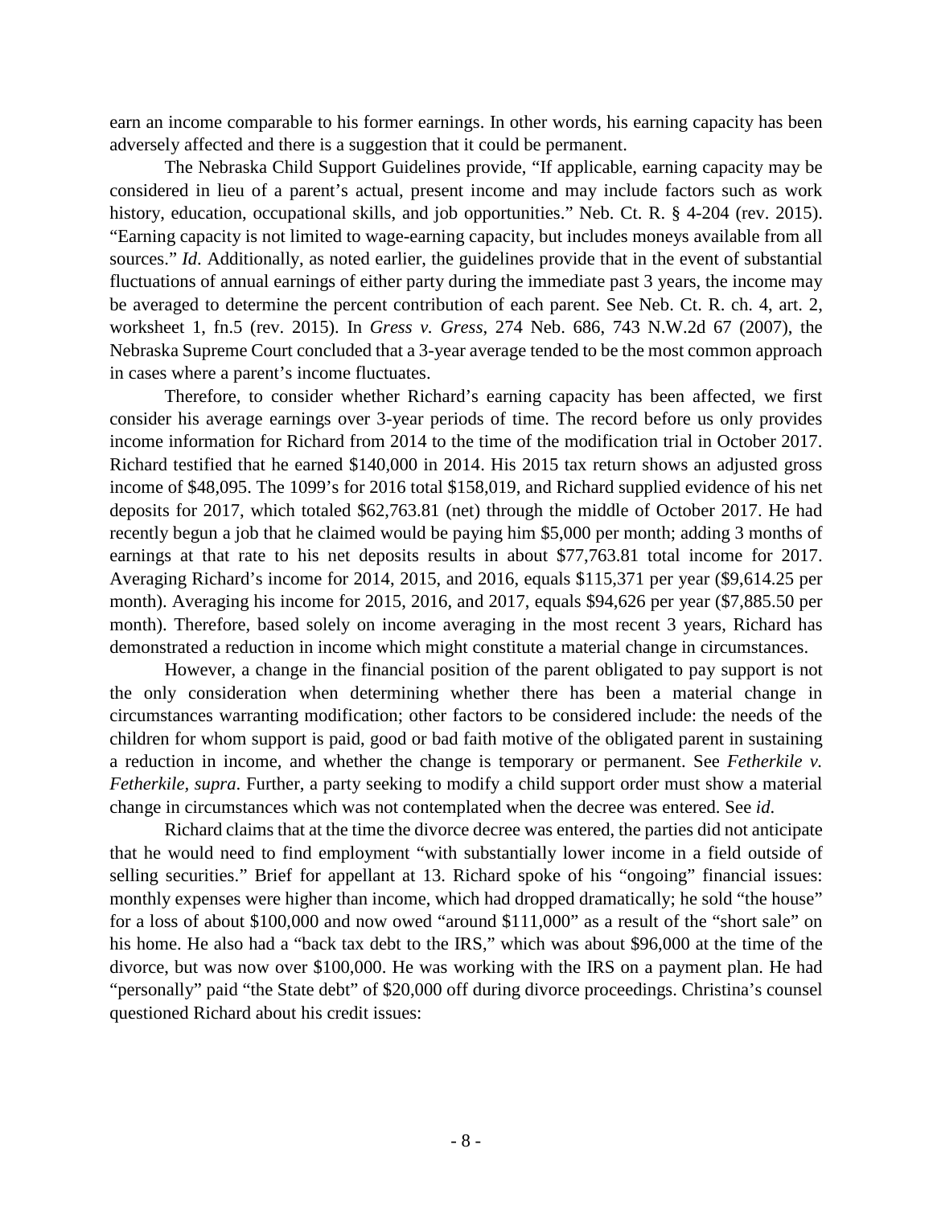earn an income comparable to his former earnings. In other words, his earning capacity has been adversely affected and there is a suggestion that it could be permanent.

The Nebraska Child Support Guidelines provide, "If applicable, earning capacity may be considered in lieu of a parent's actual, present income and may include factors such as work history, education, occupational skills, and job opportunities." Neb. Ct. R. § 4-204 (rev. 2015). "Earning capacity is not limited to wage-earning capacity, but includes moneys available from all sources." *Id*. Additionally, as noted earlier, the guidelines provide that in the event of substantial fluctuations of annual earnings of either party during the immediate past 3 years, the income may be averaged to determine the percent contribution of each parent. See Neb. Ct. R. ch. 4, art. 2, worksheet 1, fn.5 (rev. 2015). In *Gress v. Gress*, 274 Neb. 686, 743 N.W.2d 67 (2007), the Nebraska Supreme Court concluded that a 3-year average tended to be the most common approach in cases where a parent's income fluctuates.

Therefore, to consider whether Richard's earning capacity has been affected, we first consider his average earnings over 3-year periods of time. The record before us only provides income information for Richard from 2014 to the time of the modification trial in October 2017. Richard testified that he earned $140,000 in 2014. His 2015 tax return shows an adjusted gross income of $48,095. The 1099's for 2016 total $158,019, and Richard supplied evidence of his net deposits for 2017, which totaled $62,763.81 (net) through the middle of October 2017. He had recently begun a job that he claimed would be paying him $5,000 per month; adding 3 months of earnings at that rate to his net deposits results in about $77,763.81 total income for 2017. Averaging Richard's income for 2014, 2015, and 2016, equals $115,371 per year ($9,614.25 per month). Averaging his income for 2015, 2016, and 2017, equals $94,626 per year ($7,885.50 per month). Therefore, based solely on income averaging in the most recent 3 years, Richard has demonstrated a reduction in income which might constitute a material change in circumstances.

However, a change in the financial position of the parent obligated to pay support is not the only consideration when determining whether there has been a material change in circumstances warranting modification; other factors to be considered include: the needs of the children for whom support is paid, good or bad faith motive of the obligated parent in sustaining a reduction in income, and whether the change is temporary or permanent. See *Fetherkile v. Fetherkile*, *supra*. Further, a party seeking to modify a child support order must show a material change in circumstances which was not contemplated when the decree was entered. See *id*.

Richard claims that at the time the divorce decree was entered, the parties did not anticipate that he would need to find employment "with substantially lower income in a field outside of selling securities." Brief for appellant at 13. Richard spoke of his "ongoing" financial issues: monthly expenses were higher than income, which had dropped dramatically; he sold "the house" for a loss of about $100,000 and now owed "around $111,000" as a result of the "short sale" on his home. He also had a "back tax debt to the IRS," which was about $96,000 at the time of the divorce, but was now over $100,000. He was working with the IRS on a payment plan. He had "personally" paid "the State debt" of $20,000 off during divorce proceedings. Christina's counsel questioned Richard about his credit issues: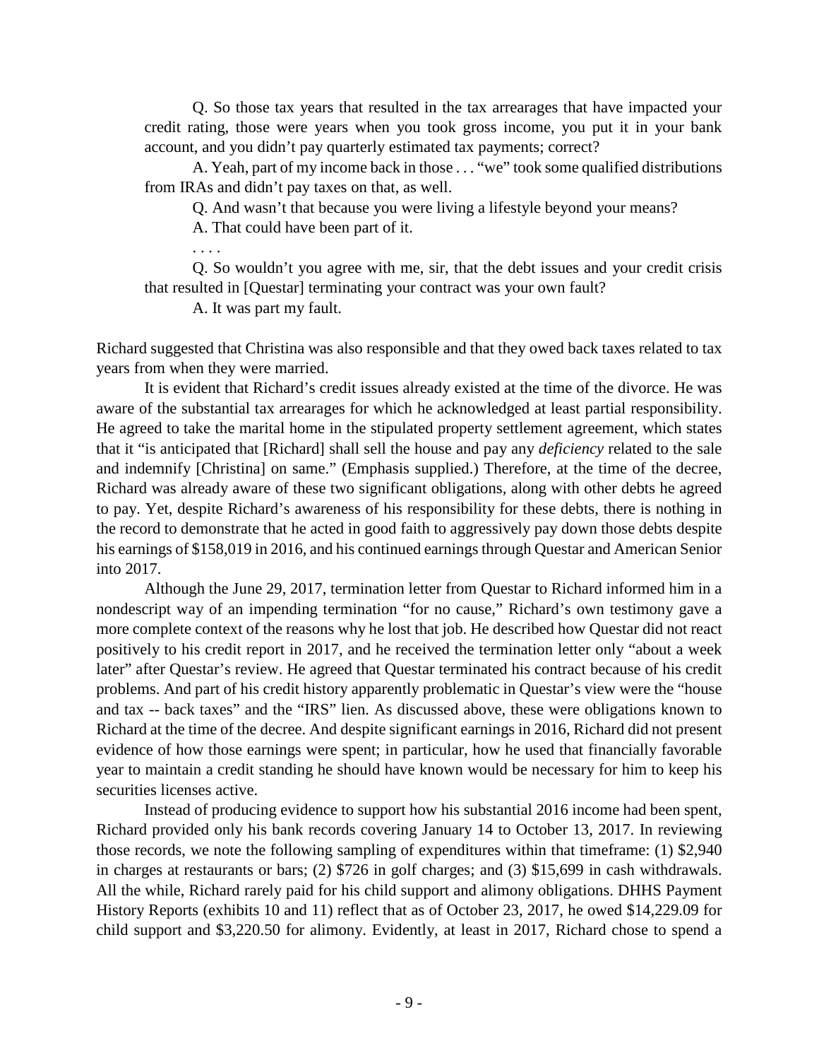Q. So those tax years that resulted in the tax arrearages that have impacted your credit rating, those were years when you took gross income, you put it in your bank account, and you didn't pay quarterly estimated tax payments; correct?

A. Yeah, part of my income back in those . . . "we" took some qualified distributions from IRAs and didn't pay taxes on that, as well.

Q. And wasn't that because you were living a lifestyle beyond your means?

A. That could have been part of it.

. . . .

Q. So wouldn't you agree with me, sir, that the debt issues and your credit crisis that resulted in [Questar] terminating your contract was your own fault?

A. It was part my fault.

Richard suggested that Christina was also responsible and that they owed back taxes related to tax years from when they were married.

It is evident that Richard's credit issues already existed at the time of the divorce. He was aware of the substantial tax arrearages for which he acknowledged at least partial responsibility. He agreed to take the marital home in the stipulated property settlement agreement, which states that it "is anticipated that [Richard] shall sell the house and pay any *deficiency* related to the sale and indemnify [Christina] on same." (Emphasis supplied.) Therefore, at the time of the decree, Richard was already aware of these two significant obligations, along with other debts he agreed to pay. Yet, despite Richard's awareness of his responsibility for these debts, there is nothing in the record to demonstrate that he acted in good faith to aggressively pay down those debts despite his earnings of $158,019 in 2016, and his continued earnings through Questar and American Senior into 2017.

Although the June 29, 2017, termination letter from Questar to Richard informed him in a nondescript way of an impending termination "for no cause," Richard's own testimony gave a more complete context of the reasons why he lost that job. He described how Questar did not react positively to his credit report in 2017, and he received the termination letter only "about a week later" after Questar's review. He agreed that Questar terminated his contract because of his credit problems. And part of his credit history apparently problematic in Questar's view were the "house and tax -- back taxes" and the "IRS" lien. As discussed above, these were obligations known to Richard at the time of the decree. And despite significant earnings in 2016, Richard did not present evidence of how those earnings were spent; in particular, how he used that financially favorable year to maintain a credit standing he should have known would be necessary for him to keep his securities licenses active.

Instead of producing evidence to support how his substantial 2016 income had been spent, Richard provided only his bank records covering January 14 to October 13, 2017. In reviewing those records, we note the following sampling of expenditures within that timeframe: (1) $2,940 in charges at restaurants or bars; (2) $726 in golf charges; and (3) $15,699 in cash withdrawals. All the while, Richard rarely paid for his child support and alimony obligations. DHHS Payment History Reports (exhibits 10 and 11) reflect that as of October 23, 2017, he owed $14,229.09 for child support and $3,220.50 for alimony. Evidently, at least in 2017, Richard chose to spend a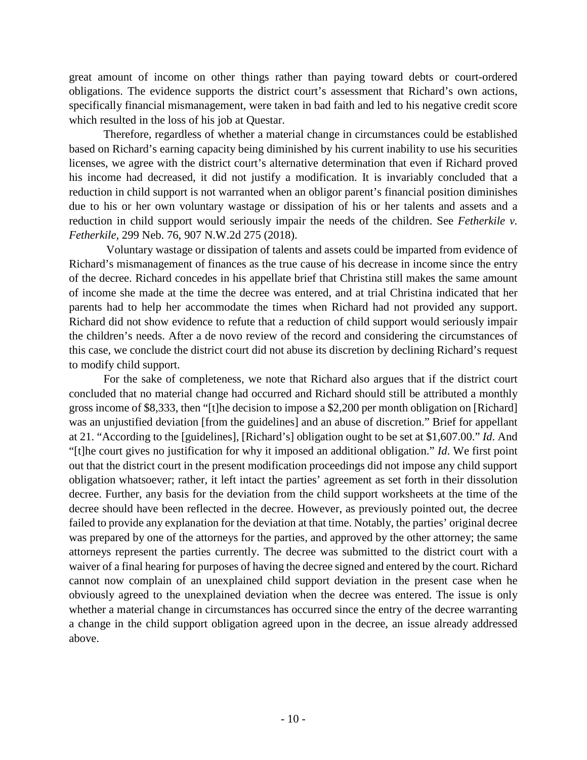great amount of income on other things rather than paying toward debts or court-ordered obligations. The evidence supports the district court's assessment that Richard's own actions, specifically financial mismanagement, were taken in bad faith and led to his negative credit score which resulted in the loss of his job at Questar.

Therefore, regardless of whether a material change in circumstances could be established based on Richard's earning capacity being diminished by his current inability to use his securities licenses, we agree with the district court's alternative determination that even if Richard proved his income had decreased, it did not justify a modification. It is invariably concluded that a reduction in child support is not warranted when an obligor parent's financial position diminishes due to his or her own voluntary wastage or dissipation of his or her talents and assets and a reduction in child support would seriously impair the needs of the children. See *Fetherkile v. Fetherkile*, 299 Neb. 76, 907 N.W.2d 275 (2018).

Voluntary wastage or dissipation of talents and assets could be imparted from evidence of Richard's mismanagement of finances as the true cause of his decrease in income since the entry of the decree. Richard concedes in his appellate brief that Christina still makes the same amount of income she made at the time the decree was entered, and at trial Christina indicated that her parents had to help her accommodate the times when Richard had not provided any support. Richard did not show evidence to refute that a reduction of child support would seriously impair the children's needs. After a de novo review of the record and considering the circumstances of this case, we conclude the district court did not abuse its discretion by declining Richard's request to modify child support.

For the sake of completeness, we note that Richard also argues that if the district court concluded that no material change had occurred and Richard should still be attributed a monthly gross income of $8,333, then "[t]he decision to impose a $2,200 per month obligation on [Richard] was an unjustified deviation [from the guidelines] and an abuse of discretion." Brief for appellant at 21. "According to the [guidelines], [Richard's] obligation ought to be set at $1,607.00." *Id*. And "[t]he court gives no justification for why it imposed an additional obligation." *Id*. We first point out that the district court in the present modification proceedings did not impose any child support obligation whatsoever; rather, it left intact the parties' agreement as set forth in their dissolution decree. Further, any basis for the deviation from the child support worksheets at the time of the decree should have been reflected in the decree. However, as previously pointed out, the decree failed to provide any explanation for the deviation at that time. Notably, the parties' original decree was prepared by one of the attorneys for the parties, and approved by the other attorney; the same attorneys represent the parties currently. The decree was submitted to the district court with a waiver of a final hearing for purposes of having the decree signed and entered by the court. Richard cannot now complain of an unexplained child support deviation in the present case when he obviously agreed to the unexplained deviation when the decree was entered. The issue is only whether a material change in circumstances has occurred since the entry of the decree warranting a change in the child support obligation agreed upon in the decree, an issue already addressed above.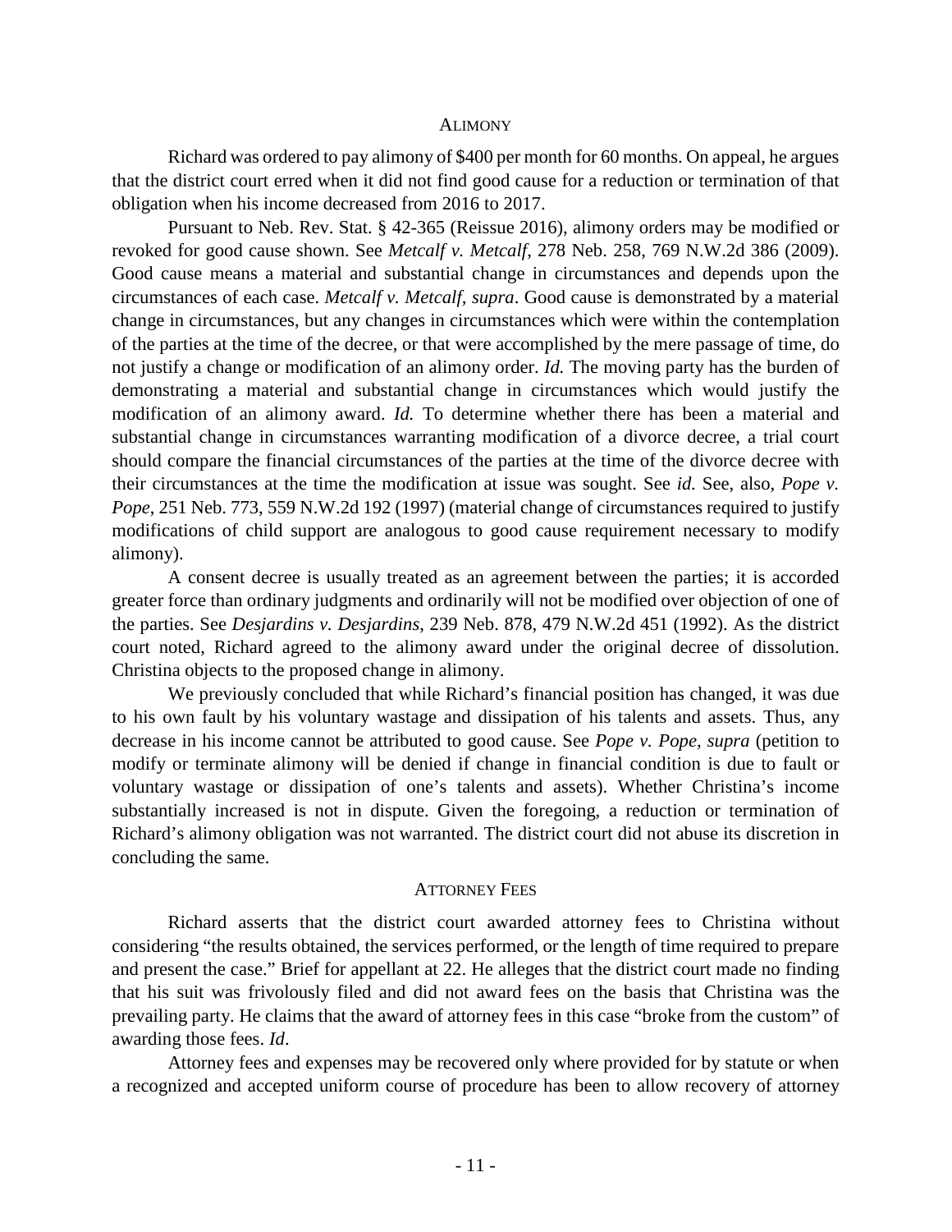### ALIMONY

Richard was ordered to pay alimony of $400 per month for 60 months. On appeal, he argues that the district court erred when it did not find good cause for a reduction or termination of that obligation when his income decreased from 2016 to 2017.

Pursuant to Neb. Rev. Stat. § 42-365 (Reissue 2016), alimony orders may be modified or revoked for good cause shown. See *Metcalf v. Metcalf*, 278 Neb. 258, 769 N.W.2d 386 (2009). Good cause means a material and substantial change in circumstances and depends upon the circumstances of each case. *Metcalf v. Metcalf, supra*. Good cause is demonstrated by a material change in circumstances, but any changes in circumstances which were within the contemplation of the parties at the time of the decree, or that were accomplished by the mere passage of time, do not justify a change or modification of an alimony order. *Id.* The moving party has the burden of demonstrating a material and substantial change in circumstances which would justify the modification of an alimony award. *Id.* To determine whether there has been a material and substantial change in circumstances warranting modification of a divorce decree, a trial court should compare the financial circumstances of the parties at the time of the divorce decree with their circumstances at the time the modification at issue was sought. See *id.* See, also, *Pope v. Pope*, 251 Neb. 773, 559 N.W.2d 192 (1997) (material change of circumstances required to justify modifications of child support are analogous to good cause requirement necessary to modify alimony).

A consent decree is usually treated as an agreement between the parties; it is accorded greater force than ordinary judgments and ordinarily will not be modified over objection of one of the parties. See *Desjardins v. Desjardins*, 239 Neb. 878, 479 N.W.2d 451 (1992). As the district court noted, Richard agreed to the alimony award under the original decree of dissolution. Christina objects to the proposed change in alimony.

We previously concluded that while Richard's financial position has changed, it was due to his own fault by his voluntary wastage and dissipation of his talents and assets. Thus, any decrease in his income cannot be attributed to good cause. See *Pope v. Pope, supra* (petition to modify or terminate alimony will be denied if change in financial condition is due to fault or voluntary wastage or dissipation of one's talents and assets). Whether Christina's income substantially increased is not in dispute. Given the foregoing, a reduction or termination of Richard's alimony obligation was not warranted. The district court did not abuse its discretion in concluding the same.

### ATTORNEY FEES

Richard asserts that the district court awarded attorney fees to Christina without considering "the results obtained, the services performed, or the length of time required to prepare and present the case." Brief for appellant at 22. He alleges that the district court made no finding that his suit was frivolously filed and did not award fees on the basis that Christina was the prevailing party. He claims that the award of attorney fees in this case "broke from the custom" of awarding those fees. *Id*.

Attorney fees and expenses may be recovered only where provided for by statute or when a recognized and accepted uniform course of procedure has been to allow recovery of attorney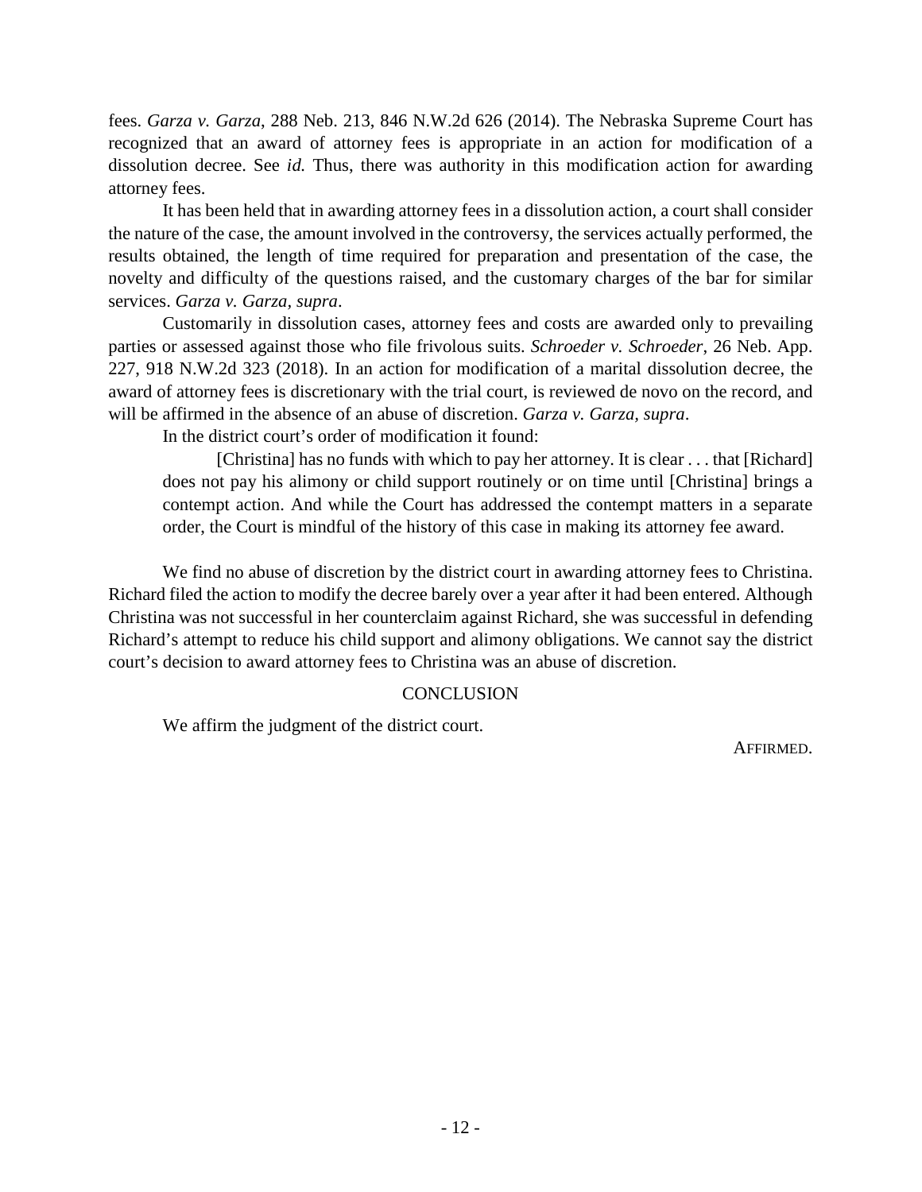fees. *Garza v. Garza*, 288 Neb. 213, 846 N.W.2d 626 (2014). The Nebraska Supreme Court has recognized that an award of attorney fees is appropriate in an action for modification of a dissolution decree. See *id.* Thus, there was authority in this modification action for awarding attorney fees.

It has been held that in awarding attorney fees in a dissolution action, a court shall consider the nature of the case, the amount involved in the controversy, the services actually performed, the results obtained, the length of time required for preparation and presentation of the case, the novelty and difficulty of the questions raised, and the customary charges of the bar for similar services. *Garza v. Garza*, *supra*.

Customarily in dissolution cases, attorney fees and costs are awarded only to prevailing parties or assessed against those who file frivolous suits. *Schroeder v. Schroeder*, 26 Neb. App. 227, 918 N.W.2d 323 (2018). In an action for modification of a marital dissolution decree, the award of attorney fees is discretionary with the trial court, is reviewed de novo on the record, and will be affirmed in the absence of an abuse of discretion. *Garza v. Garza*, *supra*.

In the district court's order of modification it found:

> [Christina] has no funds with which to pay her attorney. It is clear . . . that [Richard] does not pay his alimony or child support routinely or on time until [Christina] brings a contempt action. And while the Court has addressed the contempt matters in a separate order, the Court is mindful of the history of this case in making its attorney fee award.

We find no abuse of discretion by the district court in awarding attorney fees to Christina. Richard filed the action to modify the decree barely over a year after it had been entered. Although Christina was not successful in her counterclaim against Richard, she was successful in defending Richard's attempt to reduce his child support and alimony obligations. We cannot say the district court's decision to award attorney fees to Christina was an abuse of discretion.

## CONCLUSION

We affirm the judgment of the district court.

AFFIRMED.